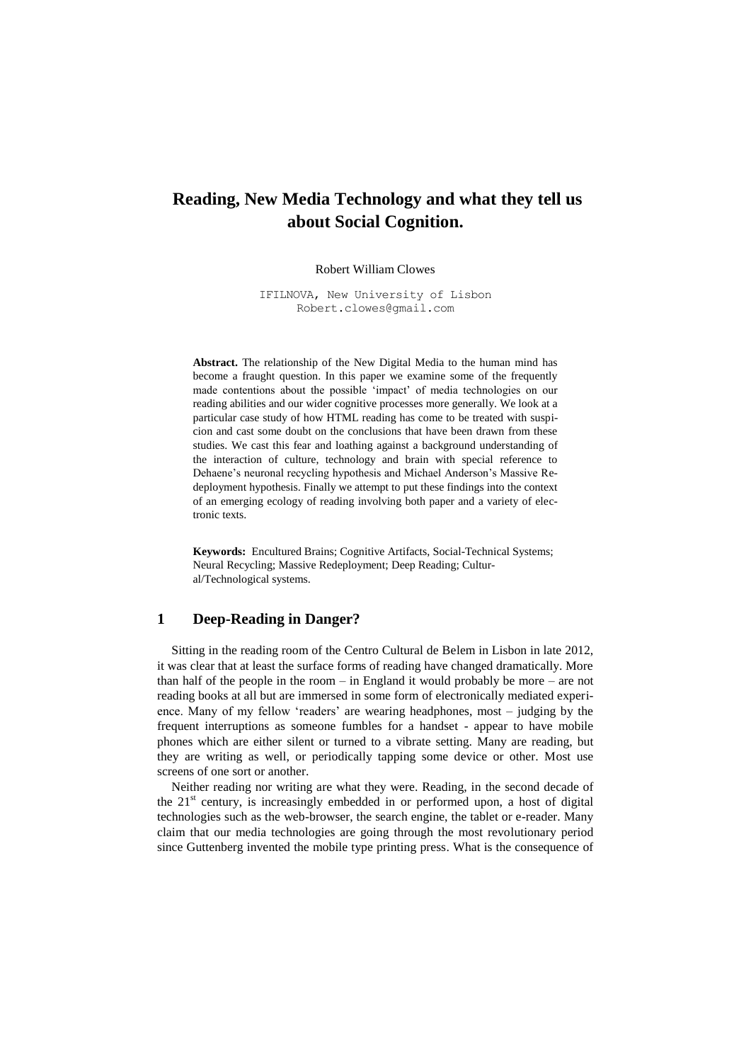# Reading, New Media Technology and what they tell us about Social Cognition.

Robert William Clowes

IFILNOVA, New University of Lisbon
Robert.clowes@gmail.com

**Abstract.** The relationship of the New Digital Media to the human mind has become a fraught question. In this paper we examine some of the frequently made contentions about the possible 'impact' of media technologies on our reading abilities and our wider cognitive processes more generally. We look at a particular case study of how HTML reading has come to be treated with suspicion and cast some doubt on the conclusions that have been drawn from these studies. We cast this fear and loathing against a background understanding of the interaction of culture, technology and brain with special reference to Dehaene's neuronal recycling hypothesis and Michael Anderson's Massive Redeployment hypothesis. Finally we attempt to put these findings into the context of an emerging ecology of reading involving both paper and a variety of electronic texts.

**Keywords:** Encultured Brains; Cognitive Artifacts, Social-Technical Systems; Neural Recycling; Massive Redeployment; Deep Reading; Cultural/Technological systems.

## 1 Deep-Reading in Danger?

Sitting in the reading room of the Centro Cultural de Belem in Lisbon in late 2012, it was clear that at least the surface forms of reading have changed dramatically. More than half of the people in the room – in England it would probably be more – are not reading books at all but are immersed in some form of electronically mediated experience. Many of my fellow 'readers' are wearing headphones, most – judging by the frequent interruptions as someone fumbles for a handset - appear to have mobile phones which are either silent or turned to a vibrate setting. Many are reading, but they are writing as well, or periodically tapping some device or other. Most use screens of one sort or another.

Neither reading nor writing are what they were. Reading, in the second decade of the 21st century, is increasingly embedded in or performed upon, a host of digital technologies such as the web-browser, the search engine, the tablet or e-reader. Many claim that our media technologies are going through the most revolutionary period since Guttenberg invented the mobile type printing press. What is the consequence of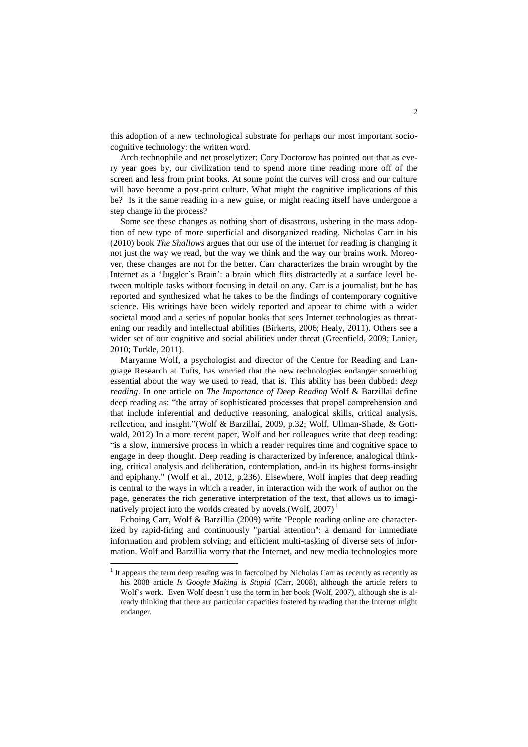this adoption of a new technological substrate for perhaps our most important socio-cognitive technology: the written word.

Arch technophile and net proselytizer: Cory Doctorow has pointed out that as every year goes by, our civilization tend to spend more time reading more off of the screen and less from print books. At some point the curves will cross and our culture will have become a post-print culture. What might the cognitive implications of this be? Is it the same reading in a new guise, or might reading itself have undergone a step change in the process?

Some see these changes as nothing short of disastrous, ushering in the mass adoption of new type of more superficial and disorganized reading. Nicholas Carr in his (2010) book *The Shallows* argues that our use of the internet for reading is changing it not just the way we read, but the way we think and the way our brains work. Moreover, these changes are not for the better. Carr characterizes the brain wrought by the Internet as a 'Juggler´s Brain': a brain which flits distractedly at a surface level between multiple tasks without focusing in detail on any. Carr is a journalist, but he has reported and synthesized what he takes to be the findings of contemporary cognitive science. His writings have been widely reported and appear to chime with a wider societal mood and a series of popular books that sees Internet technologies as threatening our readily and intellectual abilities (Birkerts, 2006; Healy, 2011). Others see a wider set of our cognitive and social abilities under threat (Greenfield, 2009; Lanier, 2010; Turkle, 2011).

Maryanne Wolf, a psychologist and director of the Centre for Reading and Language Research at Tufts, has worried that the new technologies endanger something essential about the way we used to read, that is. This ability has been dubbed: *deep reading*. In one article on *The Importance of Deep Reading* Wolf & Barzillai define deep reading as: "the array of sophisticated processes that propel comprehension and that include inferential and deductive reasoning, analogical skills, critical analysis, reflection, and insight."(Wolf & Barzillai, 2009, p.32; Wolf, Ullman-Shade, & Gottwald, 2012) In a more recent paper, Wolf and her colleagues write that deep reading: "is a slow, immersive process in which a reader requires time and cognitive space to engage in deep thought. Deep reading is characterized by inference, analogical thinking, critical analysis and deliberation, contemplation, and-in its highest forms-insight and epiphany." (Wolf et al., 2012, p.236). Elsewhere, Wolf impies that deep reading is central to the ways in which a reader, in interaction with the work of author on the page, generates the rich generative interpretation of the text, that allows us to imaginatively project into the worlds created by novels.(Wolf, 2007) [1]

Echoing Carr, Wolf & Barzillia (2009) write 'People reading online are characterized by rapid-firing and continuously "partial attention": a demand for immediate information and problem solving; and efficient multi-tasking of diverse sets of information. Wolf and Barzillia worry that the Internet, and new media technologies more

[1] It appears the term deep reading was in factcoined by Nicholas Carr as recently as recently as his 2008 article *Is Google Making is Stupid* (Carr, 2008), although the article refers to Wolf's work. Even Wolf doesn´t use the term in her book (Wolf, 2007), although she is already thinking that there are particular capacities fostered by reading that the Internet might endanger.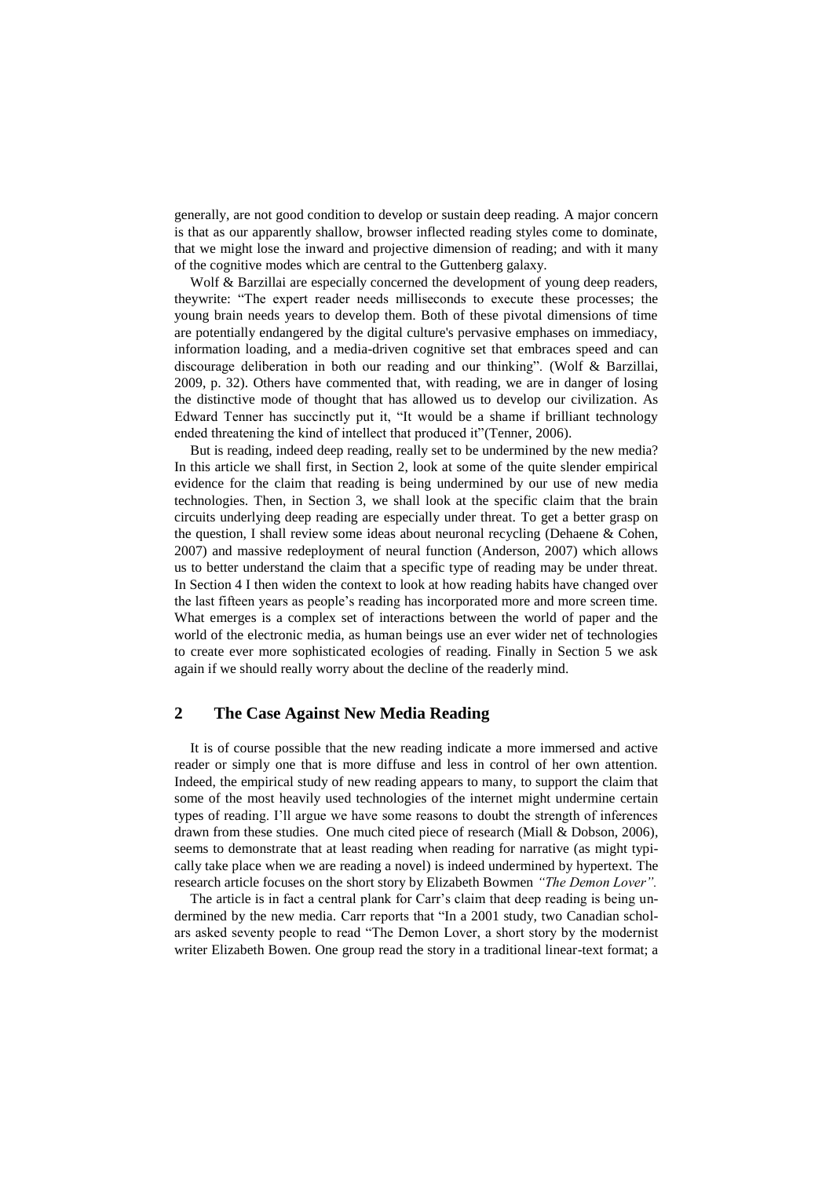generally, are not good condition to develop or sustain deep reading. A major concern is that as our apparently shallow, browser inflected reading styles come to dominate, that we might lose the inward and projective dimension of reading; and with it many of the cognitive modes which are central to the Guttenberg galaxy.

Wolf & Barzillai are especially concerned the development of young deep readers, theywrite: "The expert reader needs milliseconds to execute these processes; the young brain needs years to develop them. Both of these pivotal dimensions of time are potentially endangered by the digital culture's pervasive emphases on immediacy, information loading, and a media-driven cognitive set that embraces speed and can discourage deliberation in both our reading and our thinking". (Wolf & Barzillai, 2009, p. 32). Others have commented that, with reading, we are in danger of losing the distinctive mode of thought that has allowed us to develop our civilization. As Edward Tenner has succinctly put it, "It would be a shame if brilliant technology ended threatening the kind of intellect that produced it"(Tenner, 2006).

But is reading, indeed deep reading, really set to be undermined by the new media? In this article we shall first, in Section 2, look at some of the quite slender empirical evidence for the claim that reading is being undermined by our use of new media technologies. Then, in Section 3, we shall look at the specific claim that the brain circuits underlying deep reading are especially under threat. To get a better grasp on the question, I shall review some ideas about neuronal recycling (Dehaene & Cohen, 2007) and massive redeployment of neural function (Anderson, 2007) which allows us to better understand the claim that a specific type of reading may be under threat. In Section 4 I then widen the context to look at how reading habits have changed over the last fifteen years as people's reading has incorporated more and more screen time. What emerges is a complex set of interactions between the world of paper and the world of the electronic media, as human beings use an ever wider net of technologies to create ever more sophisticated ecologies of reading. Finally in Section 5 we ask again if we should really worry about the decline of the readerly mind.

## 2 The Case Against New Media Reading

It is of course possible that the new reading indicate a more immersed and active reader or simply one that is more diffuse and less in control of her own attention. Indeed, the empirical study of new reading appears to many, to support the claim that some of the most heavily used technologies of the internet might undermine certain types of reading. I'll argue we have some reasons to doubt the strength of inferences drawn from these studies. One much cited piece of research (Miall & Dobson, 2006), seems to demonstrate that at least reading when reading for narrative (as might typically take place when we are reading a novel) is indeed undermined by hypertext. The research article focuses on the short story by Elizabeth Bowmen *"The Demon Lover".*

The article is in fact a central plank for Carr's claim that deep reading is being undermined by the new media. Carr reports that "In a 2001 study, two Canadian scholars asked seventy people to read "The Demon Lover, a short story by the modernist writer Elizabeth Bowen. One group read the story in a traditional linear-text format; a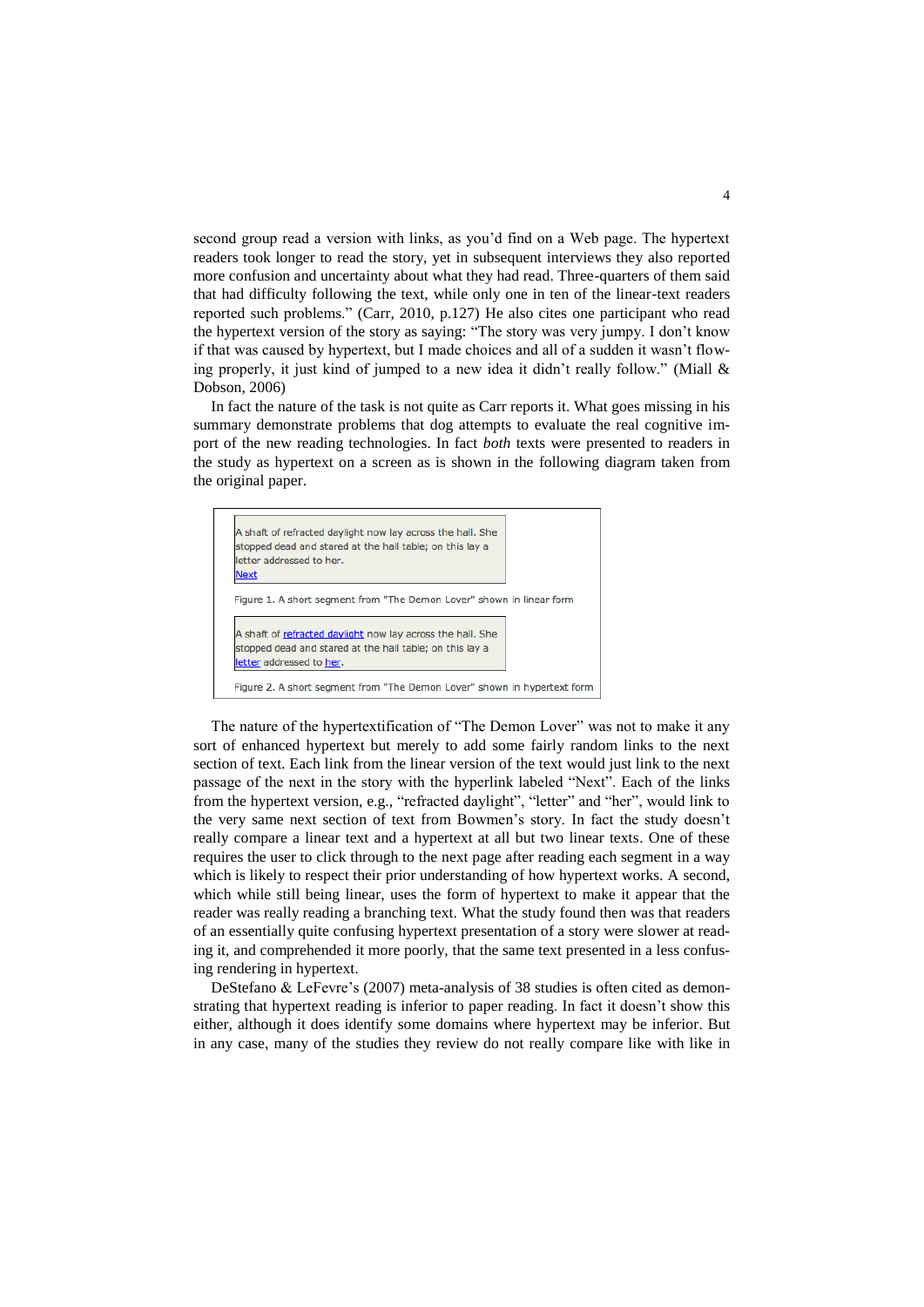second group read a version with links, as you'd find on a Web page. The hypertext readers took longer to read the story, yet in subsequent interviews they also reported more confusion and uncertainty about what they had read. Three-quarters of them said that had difficulty following the text, while only one in ten of the linear-text readers reported such problems." (Carr, 2010, p.127) He also cites one participant who read the hypertext version of the story as saying: "The story was very jumpy. I don't know if that was caused by hypertext, but I made choices and all of a sudden it wasn't flowing properly, it just kind of jumped to a new idea it didn't really follow." (Miall & Dobson, 2006)

In fact the nature of the task is not quite as Carr reports it. What goes missing in his summary demonstrate problems that dog attempts to evaluate the real cognitive import of the new reading technologies. In fact *both* texts were presented to readers in the study as hypertext on a screen as is shown in the following diagram taken from the original paper.

A shaft of refracted daylight now lay across the hall. She stopped dead and stared at the hall table; on this lay a letter addressed to her.
Next

Figure 1. A short segment from "The Demon Lover" shown in linear form

A shaft of refracted daylight now lay across the hall. She stopped dead and stared at the hall table; on this lay a letter addressed to her.

Figure 2. A short segment from "The Demon Lover" shown in hypertext form

The nature of the hypertextification of "The Demon Lover" was not to make it any sort of enhanced hypertext but merely to add some fairly random links to the next section of text. Each link from the linear version of the text would just link to the next passage of the next in the story with the hyperlink labeled "Next". Each of the links from the hypertext version, e.g., "refracted daylight", "letter" and "her", would link to the very same next section of text from Bowmen's story. In fact the study doesn't really compare a linear text and a hypertext at all but two linear texts. One of these requires the user to click through to the next page after reading each segment in a way which is likely to respect their prior understanding of how hypertext works. A second, which while still being linear, uses the form of hypertext to make it appear that the reader was really reading a branching text. What the study found then was that readers of an essentially quite confusing hypertext presentation of a story were slower at reading it, and comprehended it more poorly, that the same text presented in a less confusing rendering in hypertext.

DeStefano & LeFevre's (2007) meta-analysis of 38 studies is often cited as demonstrating that hypertext reading is inferior to paper reading. In fact it doesn't show this either, although it does identify some domains where hypertext may be inferior. But in any case, many of the studies they review do not really compare like with like in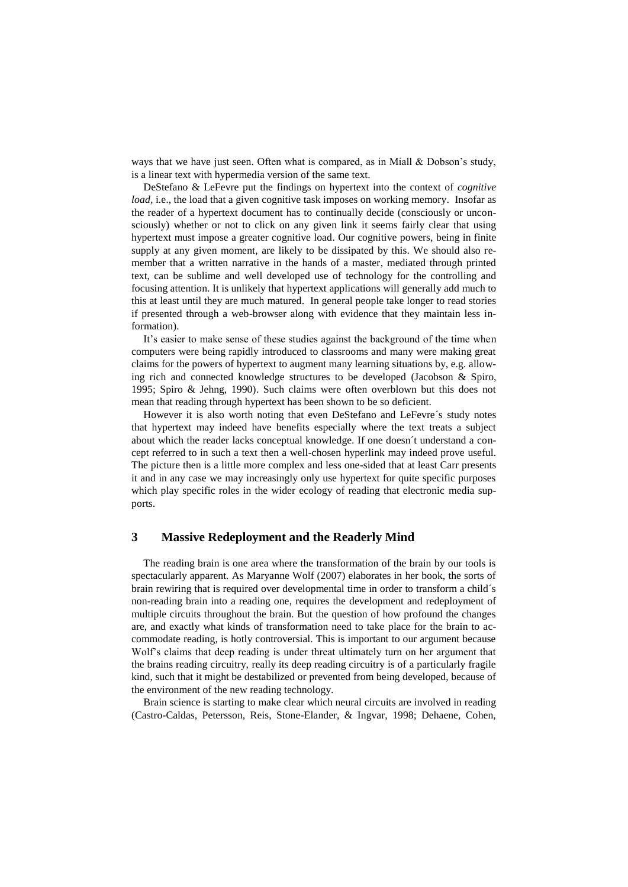ways that we have just seen. Often what is compared, as in Miall & Dobson's study, is a linear text with hypermedia version of the same text.

DeStefano & LeFevre put the findings on hypertext into the context of *cognitive load*, i.e., the load that a given cognitive task imposes on working memory. Insofar as the reader of a hypertext document has to continually decide (consciously or unconsciously) whether or not to click on any given link it seems fairly clear that using hypertext must impose a greater cognitive load. Our cognitive powers, being in finite supply at any given moment, are likely to be dissipated by this. We should also remember that a written narrative in the hands of a master, mediated through printed text, can be sublime and well developed use of technology for the controlling and focusing attention. It is unlikely that hypertext applications will generally add much to this at least until they are much matured. In general people take longer to read stories if presented through a web-browser along with evidence that they maintain less information).

It's easier to make sense of these studies against the background of the time when computers were being rapidly introduced to classrooms and many were making great claims for the powers of hypertext to augment many learning situations by, e.g. allowing rich and connected knowledge structures to be developed (Jacobson & Spiro, 1995; Spiro & Jehng, 1990). Such claims were often overblown but this does not mean that reading through hypertext has been shown to be so deficient.

However it is also worth noting that even DeStefano and LeFevre´s study notes that hypertext may indeed have benefits especially where the text treats a subject about which the reader lacks conceptual knowledge. If one doesn´t understand a concept referred to in such a text then a well-chosen hyperlink may indeed prove useful. The picture then is a little more complex and less one-sided that at least Carr presents it and in any case we may increasingly only use hypertext for quite specific purposes which play specific roles in the wider ecology of reading that electronic media supports.

## 3 Massive Redeployment and the Readerly Mind

The reading brain is one area where the transformation of the brain by our tools is spectacularly apparent. As Maryanne Wolf (2007) elaborates in her book, the sorts of brain rewiring that is required over developmental time in order to transform a child´s non-reading brain into a reading one, requires the development and redeployment of multiple circuits throughout the brain. But the question of how profound the changes are, and exactly what kinds of transformation need to take place for the brain to accommodate reading, is hotly controversial. This is important to our argument because Wolf's claims that deep reading is under threat ultimately turn on her argument that the brains reading circuitry, really its deep reading circuitry is of a particularly fragile kind, such that it might be destabilized or prevented from being developed, because of the environment of the new reading technology.

Brain science is starting to make clear which neural circuits are involved in reading (Castro-Caldas, Petersson, Reis, Stone-Elander, & Ingvar, 1998; Dehaene, Cohen,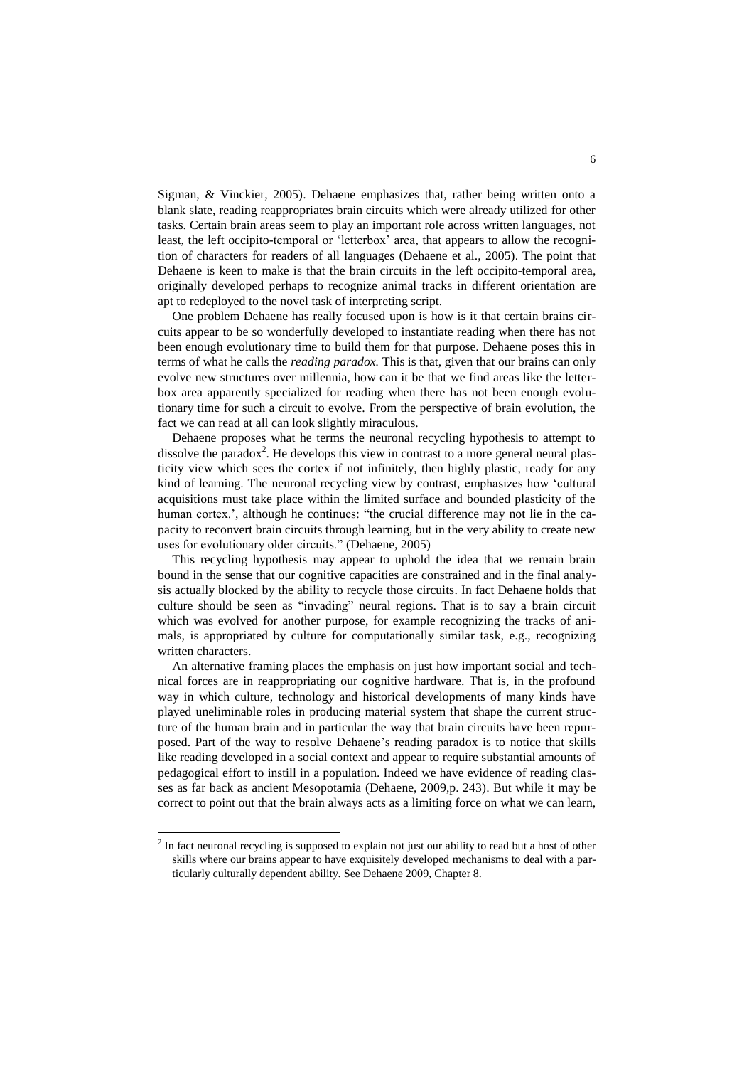Sigman, & Vinckier, 2005). Dehaene emphasizes that, rather being written onto a blank slate, reading reappropriates brain circuits which were already utilized for other tasks. Certain brain areas seem to play an important role across written languages, not least, the left occipito-temporal or 'letterbox' area, that appears to allow the recognition of characters for readers of all languages (Dehaene et al., 2005). The point that Dehaene is keen to make is that the brain circuits in the left occipito-temporal area, originally developed perhaps to recognize animal tracks in different orientation are apt to redeployed to the novel task of interpreting script.

One problem Dehaene has really focused upon is how is it that certain brains circuits appear to be so wonderfully developed to instantiate reading when there has not been enough evolutionary time to build them for that purpose. Dehaene poses this in terms of what he calls the *reading paradox*. This is that, given that our brains can only evolve new structures over millennia, how can it be that we find areas like the letterbox area apparently specialized for reading when there has not been enough evolutionary time for such a circuit to evolve. From the perspective of brain evolution, the fact we can read at all can look slightly miraculous.

Dehaene proposes what he terms the neuronal recycling hypothesis to attempt to dissolve the paradox[2]. He develops this view in contrast to a more general neural plasticity view which sees the cortex if not infinitely, then highly plastic, ready for any kind of learning. The neuronal recycling view by contrast, emphasizes how 'cultural acquisitions must take place within the limited surface and bounded plasticity of the human cortex.', although he continues: "the crucial difference may not lie in the capacity to reconvert brain circuits through learning, but in the very ability to create new uses for evolutionary older circuits." (Dehaene, 2005)

This recycling hypothesis may appear to uphold the idea that we remain brain bound in the sense that our cognitive capacities are constrained and in the final analysis actually blocked by the ability to recycle those circuits. In fact Dehaene holds that culture should be seen as "invading" neural regions. That is to say a brain circuit which was evolved for another purpose, for example recognizing the tracks of animals, is appropriated by culture for computationally similar task, e.g., recognizing written characters.

An alternative framing places the emphasis on just how important social and technical forces are in reappropriating our cognitive hardware. That is, in the profound way in which culture, technology and historical developments of many kinds have played uneliminable roles in producing material system that shape the current structure of the human brain and in particular the way that brain circuits have been repurposed. Part of the way to resolve Dehaene's reading paradox is to notice that skills like reading developed in a social context and appear to require substantial amounts of pedagogical effort to instill in a population. Indeed we have evidence of reading classes as far back as ancient Mesopotamia (Dehaene, 2009,p. 243). But while it may be correct to point out that the brain always acts as a limiting force on what we can learn,

---

[2] In fact neuronal recycling is supposed to explain not just our ability to read but a host of other skills where our brains appear to have exquisitely developed mechanisms to deal with a particularly culturally dependent ability. See Dehaene 2009, Chapter 8.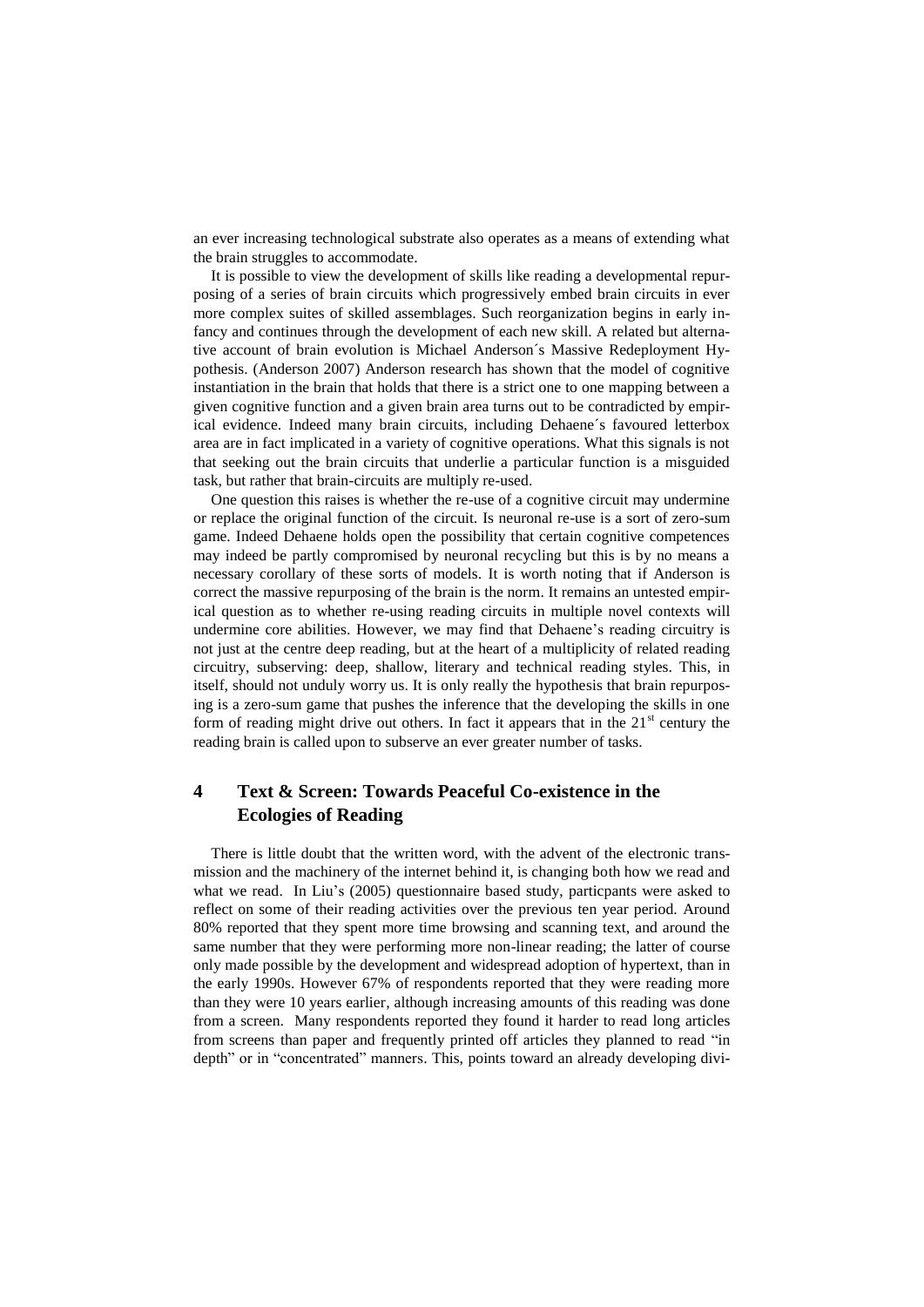an ever increasing technological substrate also operates as a means of extending what the brain struggles to accommodate.

It is possible to view the development of skills like reading a developmental repurposing of a series of brain circuits which progressively embed brain circuits in ever more complex suites of skilled assemblages. Such reorganization begins in early infancy and continues through the development of each new skill. A related but alternative account of brain evolution is Michael Anderson´s Massive Redeployment Hypothesis. (Anderson 2007) Anderson research has shown that the model of cognitive instantiation in the brain that holds that there is a strict one to one mapping between a given cognitive function and a given brain area turns out to be contradicted by empirical evidence. Indeed many brain circuits, including Dehaene´s favoured letterbox area are in fact implicated in a variety of cognitive operations. What this signals is not that seeking out the brain circuits that underlie a particular function is a misguided task, but rather that brain-circuits are multiply re-used.

One question this raises is whether the re-use of a cognitive circuit may undermine or replace the original function of the circuit. Is neuronal re-use is a sort of zero-sum game. Indeed Dehaene holds open the possibility that certain cognitive competences may indeed be partly compromised by neuronal recycling but this is by no means a necessary corollary of these sorts of models. It is worth noting that if Anderson is correct the massive repurposing of the brain is the norm. It remains an untested empirical question as to whether re-using reading circuits in multiple novel contexts will undermine core abilities. However, we may find that Dehaene's reading circuitry is not just at the centre deep reading, but at the heart of a multiplicity of related reading circuitry, subserving: deep, shallow, literary and technical reading styles. This, in itself, should not unduly worry us. It is only really the hypothesis that brain repurposing is a zero-sum game that pushes the inference that the developing the skills in one form of reading might drive out others. In fact it appears that in the 21st century the reading brain is called upon to subserve an ever greater number of tasks.

## 4 Text & Screen: Towards Peaceful Co-existence in the Ecologies of Reading

There is little doubt that the written word, with the advent of the electronic transmission and the machinery of the internet behind it, is changing both how we read and what we read. In Liu's (2005) questionnaire based study, particpants were asked to reflect on some of their reading activities over the previous ten year period. Around 80% reported that they spent more time browsing and scanning text, and around the same number that they were performing more non-linear reading; the latter of course only made possible by the development and widespread adoption of hypertext, than in the early 1990s. However 67% of respondents reported that they were reading more than they were 10 years earlier, although increasing amounts of this reading was done from a screen. Many respondents reported they found it harder to read long articles from screens than paper and frequently printed off articles they planned to read "in depth" or in "concentrated" manners. This, points toward an already developing divi-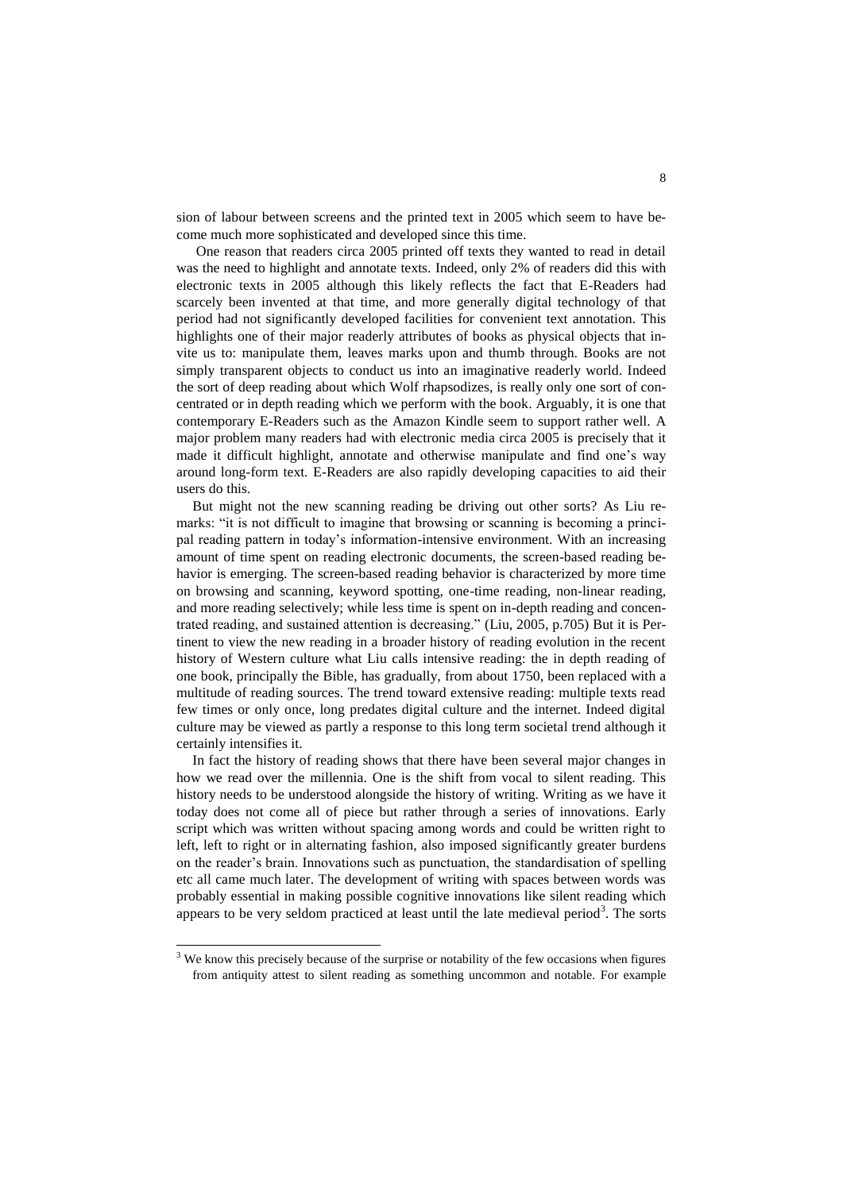sion of labour between screens and the printed text in 2005 which seem to have become much more sophisticated and developed since this time.

One reason that readers circa 2005 printed off texts they wanted to read in detail was the need to highlight and annotate texts. Indeed, only 2% of readers did this with electronic texts in 2005 although this likely reflects the fact that E-Readers had scarcely been invented at that time, and more generally digital technology of that period had not significantly developed facilities for convenient text annotation. This highlights one of their major readerly attributes of books as physical objects that invite us to: manipulate them, leaves marks upon and thumb through. Books are not simply transparent objects to conduct us into an imaginative readerly world. Indeed the sort of deep reading about which Wolf rhapsodizes, is really only one sort of concentrated or in depth reading which we perform with the book. Arguably, it is one that contemporary E-Readers such as the Amazon Kindle seem to support rather well. A major problem many readers had with electronic media circa 2005 is precisely that it made it difficult highlight, annotate and otherwise manipulate and find one's way around long-form text. E-Readers are also rapidly developing capacities to aid their users do this.

But might not the new scanning reading be driving out other sorts? As Liu remarks: "it is not difficult to imagine that browsing or scanning is becoming a principal reading pattern in today's information-intensive environment. With an increasing amount of time spent on reading electronic documents, the screen-based reading behavior is emerging. The screen-based reading behavior is characterized by more time on browsing and scanning, keyword spotting, one-time reading, non-linear reading, and more reading selectively; while less time is spent on in-depth reading and concentrated reading, and sustained attention is decreasing." (Liu, 2005, p.705) But it is Pertinent to view the new reading in a broader history of reading evolution in the recent history of Western culture what Liu calls intensive reading: the in depth reading of one book, principally the Bible, has gradually, from about 1750, been replaced with a multitude of reading sources. The trend toward extensive reading: multiple texts read few times or only once, long predates digital culture and the internet. Indeed digital culture may be viewed as partly a response to this long term societal trend although it certainly intensifies it.

In fact the history of reading shows that there have been several major changes in how we read over the millennia. One is the shift from vocal to silent reading. This history needs to be understood alongside the history of writing. Writing as we have it today does not come all of piece but rather through a series of innovations. Early script which was written without spacing among words and could be written right to left, left to right or in alternating fashion, also imposed significantly greater burdens on the reader's brain. Innovations such as punctuation, the standardisation of spelling etc all came much later. The development of writing with spaces between words was probably essential in making possible cognitive innovations like silent reading which appears to be very seldom practiced at least until the late medieval period[3]. The sorts

[3] We know this precisely because of the surprise or notability of the few occasions when figures from antiquity attest to silent reading as something uncommon and notable. For example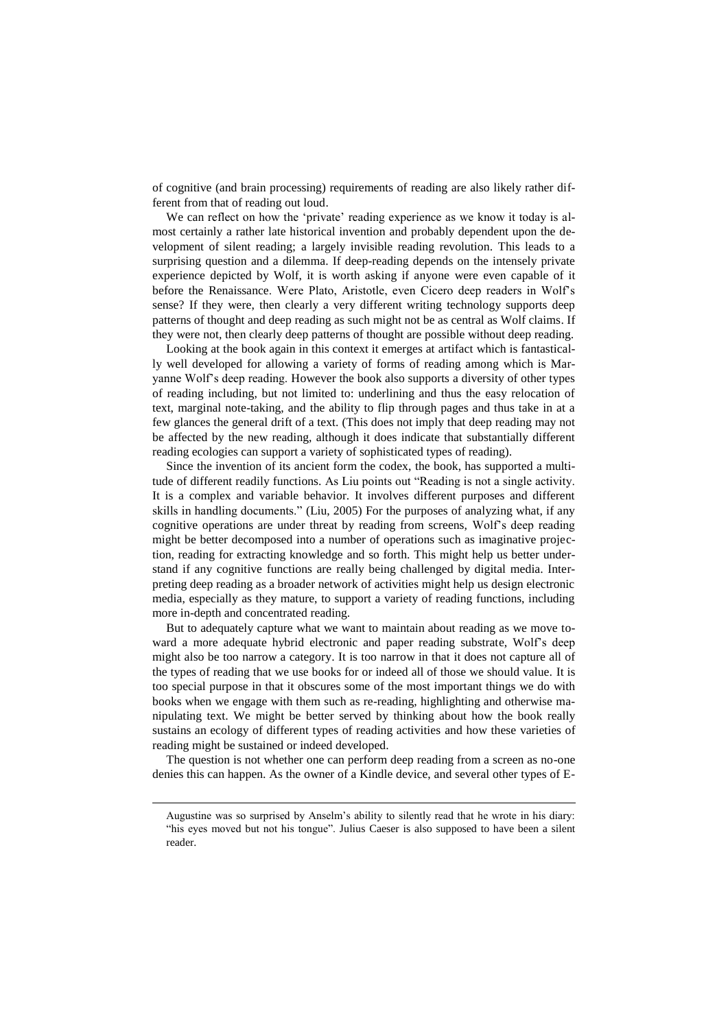of cognitive (and brain processing) requirements of reading are also likely rather different from that of reading out loud.

We can reflect on how the 'private' reading experience as we know it today is almost certainly a rather late historical invention and probably dependent upon the development of silent reading; a largely invisible reading revolution. This leads to a surprising question and a dilemma. If deep-reading depends on the intensely private experience depicted by Wolf, it is worth asking if anyone were even capable of it before the Renaissance. Were Plato, Aristotle, even Cicero deep readers in Wolf's sense? If they were, then clearly a very different writing technology supports deep patterns of thought and deep reading as such might not be as central as Wolf claims. If they were not, then clearly deep patterns of thought are possible without deep reading.

Looking at the book again in this context it emerges at artifact which is fantastically well developed for allowing a variety of forms of reading among which is Maryanne Wolf's deep reading. However the book also supports a diversity of other types of reading including, but not limited to: underlining and thus the easy relocation of text, marginal note-taking, and the ability to flip through pages and thus take in at a few glances the general drift of a text. (This does not imply that deep reading may not be affected by the new reading, although it does indicate that substantially different reading ecologies can support a variety of sophisticated types of reading).

Since the invention of its ancient form the codex, the book, has supported a multitude of different readily functions. As Liu points out "Reading is not a single activity. It is a complex and variable behavior. It involves different purposes and different skills in handling documents." (Liu, 2005) For the purposes of analyzing what, if any cognitive operations are under threat by reading from screens, Wolf's deep reading might be better decomposed into a number of operations such as imaginative projection, reading for extracting knowledge and so forth. This might help us better understand if any cognitive functions are really being challenged by digital media. Interpreting deep reading as a broader network of activities might help us design electronic media, especially as they mature, to support a variety of reading functions, including more in-depth and concentrated reading.

But to adequately capture what we want to maintain about reading as we move toward a more adequate hybrid electronic and paper reading substrate, Wolf's deep might also be too narrow a category. It is too narrow in that it does not capture all of the types of reading that we use books for or indeed all of those we should value. It is too special purpose in that it obscures some of the most important things we do with books when we engage with them such as re-reading, highlighting and otherwise manipulating text. We might be better served by thinking about how the book really sustains an ecology of different types of reading activities and how these varieties of reading might be sustained or indeed developed.

The question is not whether one can perform deep reading from a screen as no-one denies this can happen. As the owner of a Kindle device, and several other types of E-

Augustine was so surprised by Anselm's ability to silently read that he wrote in his diary: "his eyes moved but not his tongue". Julius Caeser is also supposed to have been a silent reader.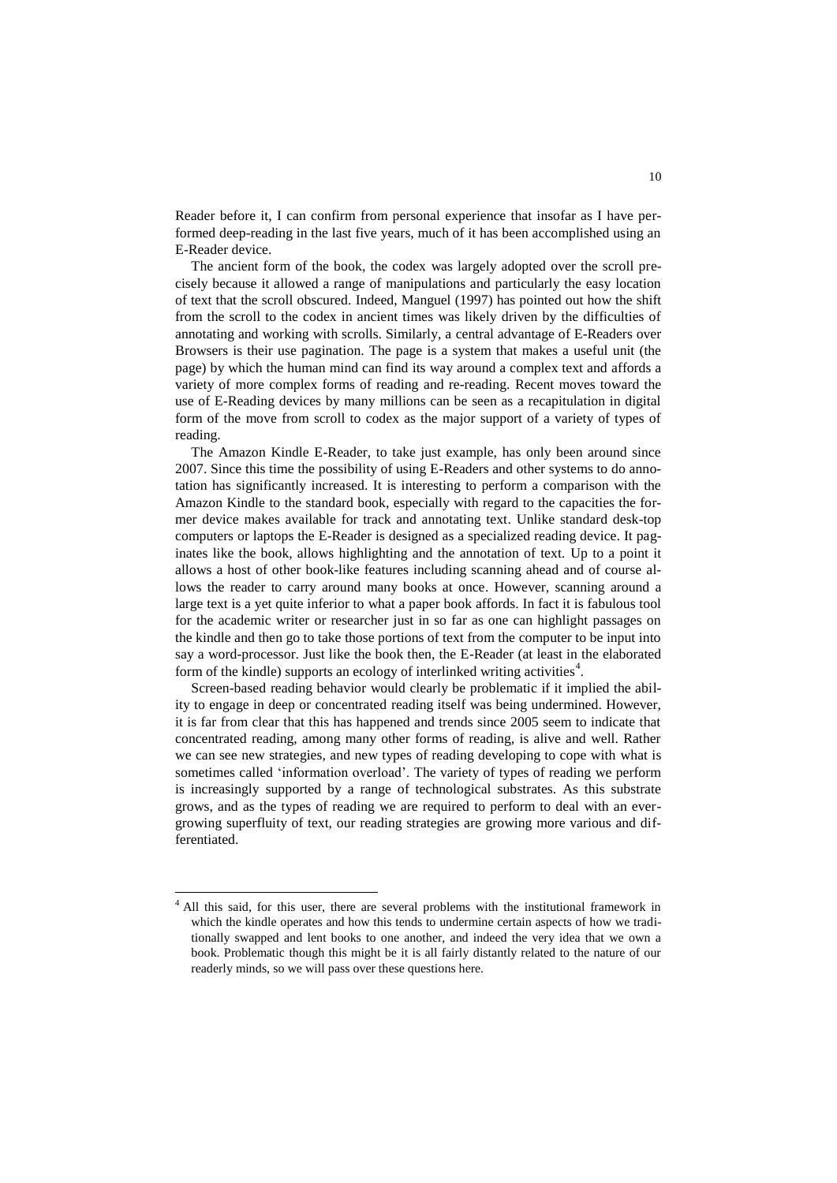Reader before it, I can confirm from personal experience that insofar as I have performed deep-reading in the last five years, much of it has been accomplished using an E-Reader device.

The ancient form of the book, the codex was largely adopted over the scroll precisely because it allowed a range of manipulations and particularly the easy location of text that the scroll obscured. Indeed, Manguel (1997) has pointed out how the shift from the scroll to the codex in ancient times was likely driven by the difficulties of annotating and working with scrolls. Similarly, a central advantage of E-Readers over Browsers is their use pagination. The page is a system that makes a useful unit (the page) by which the human mind can find its way around a complex text and affords a variety of more complex forms of reading and re-reading. Recent moves toward the use of E-Reading devices by many millions can be seen as a recapitulation in digital form of the move from scroll to codex as the major support of a variety of types of reading.

The Amazon Kindle E-Reader, to take just example, has only been around since 2007. Since this time the possibility of using E-Readers and other systems to do annotation has significantly increased. It is interesting to perform a comparison with the Amazon Kindle to the standard book, especially with regard to the capacities the former device makes available for track and annotating text. Unlike standard desk-top computers or laptops the E-Reader is designed as a specialized reading device. It paginates like the book, allows highlighting and the annotation of text. Up to a point it allows a host of other book-like features including scanning ahead and of course allows the reader to carry around many books at once. However, scanning around a large text is a yet quite inferior to what a paper book affords. In fact it is fabulous tool for the academic writer or researcher just in so far as one can highlight passages on the kindle and then go to take those portions of text from the computer to be input into say a word-processor. Just like the book then, the E-Reader (at least in the elaborated form of the kindle) supports an ecology of interlinked writing activities[4].

Screen-based reading behavior would clearly be problematic if it implied the ability to engage in deep or concentrated reading itself was being undermined. However, it is far from clear that this has happened and trends since 2005 seem to indicate that concentrated reading, among many other forms of reading, is alive and well. Rather we can see new strategies, and new types of reading developing to cope with what is sometimes called 'information overload'. The variety of types of reading we perform is increasingly supported by a range of technological substrates. As this substrate grows, and as the types of reading we are required to perform to deal with an ever-growing superfluity of text, our reading strategies are growing more various and differentiated.

---

[4] All this said, for this user, there are several problems with the institutional framework in which the kindle operates and how this tends to undermine certain aspects of how we traditionally swapped and lent books to one another, and indeed the very idea that we own a book. Problematic though this might be it is all fairly distantly related to the nature of our readerly minds, so we will pass over these questions here.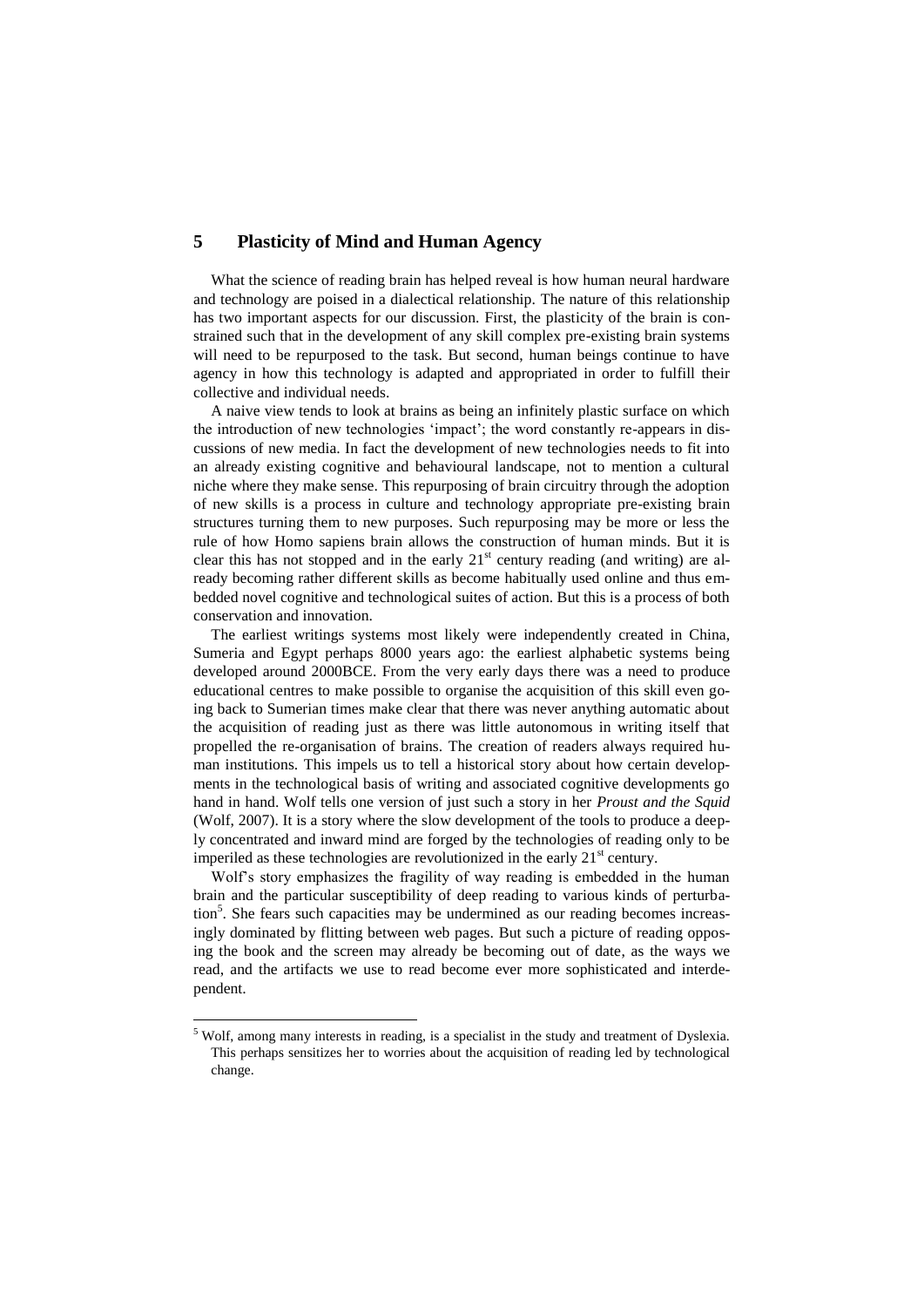## 5 Plasticity of Mind and Human Agency

What the science of reading brain has helped reveal is how human neural hardware and technology are poised in a dialectical relationship. The nature of this relationship has two important aspects for our discussion. First, the plasticity of the brain is constrained such that in the development of any skill complex pre-existing brain systems will need to be repurposed to the task. But second, human beings continue to have agency in how this technology is adapted and appropriated in order to fulfill their collective and individual needs.

A naive view tends to look at brains as being an infinitely plastic surface on which the introduction of new technologies 'impact'; the word constantly re-appears in discussions of new media. In fact the development of new technologies needs to fit into an already existing cognitive and behavioural landscape, not to mention a cultural niche where they make sense. This repurposing of brain circuitry through the adoption of new skills is a process in culture and technology appropriate pre-existing brain structures turning them to new purposes. Such repurposing may be more or less the rule of how Homo sapiens brain allows the construction of human minds. But it is clear this has not stopped and in the early 21st century reading (and writing) are already becoming rather different skills as become habitually used online and thus embedded novel cognitive and technological suites of action. But this is a process of both conservation and innovation.

The earliest writings systems most likely were independently created in China, Sumeria and Egypt perhaps 8000 years ago: the earliest alphabetic systems being developed around 2000BCE. From the very early days there was a need to produce educational centres to make possible to organise the acquisition of this skill even going back to Sumerian times make clear that there was never anything automatic about the acquisition of reading just as there was little autonomous in writing itself that propelled the re-organisation of brains. The creation of readers always required human institutions. This impels us to tell a historical story about how certain developments in the technological basis of writing and associated cognitive developments go hand in hand. Wolf tells one version of just such a story in her *Proust and the Squid* (Wolf, 2007). It is a story where the slow development of the tools to produce a deeply concentrated and inward mind are forged by the technologies of reading only to be imperiled as these technologies are revolutionized in the early 21st century.

Wolf's story emphasizes the fragility of way reading is embedded in the human brain and the particular susceptibility of deep reading to various kinds of perturbation[5]. She fears such capacities may be undermined as our reading becomes increasingly dominated by flitting between web pages. But such a picture of reading opposing the book and the screen may already be becoming out of date, as the ways we read, and the artifacts we use to read become ever more sophisticated and interdependent.

[5] Wolf, among many interests in reading, is a specialist in the study and treatment of Dyslexia. This perhaps sensitizes her to worries about the acquisition of reading led by technological change.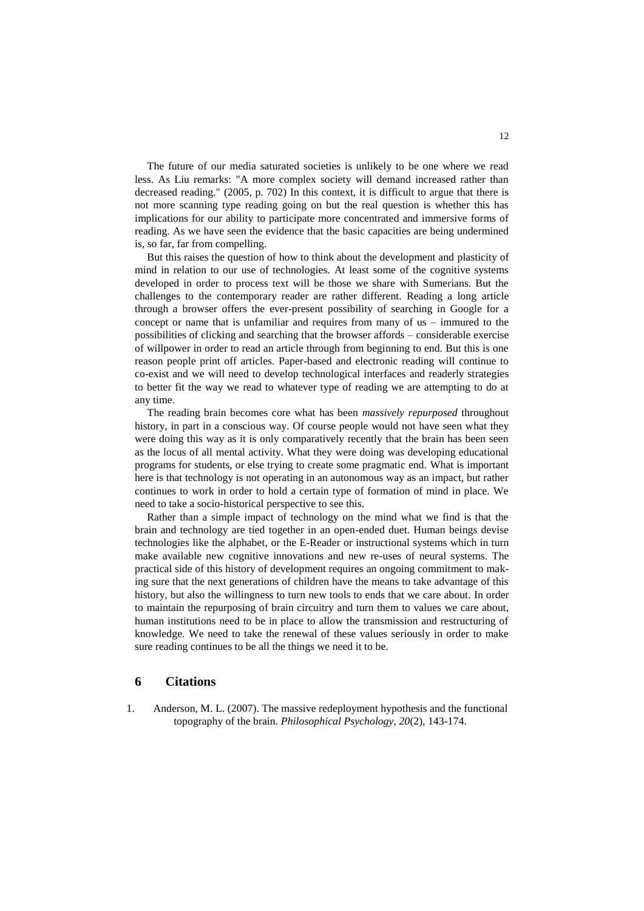The future of our media saturated societies is unlikely to be one where we read less. As Liu remarks: "A more complex society will demand increased rather than decreased reading." (2005, p. 702) In this context, it is difficult to argue that there is not more scanning type reading going on but the real question is whether this has implications for our ability to participate more concentrated and immersive forms of reading. As we have seen the evidence that the basic capacities are being undermined is, so far, far from compelling.

But this raises the question of how to think about the development and plasticity of mind in relation to our use of technologies. At least some of the cognitive systems developed in order to process text will be those we share with Sumerians. But the challenges to the contemporary reader are rather different. Reading a long article through a browser offers the ever-present possibility of searching in Google for a concept or name that is unfamiliar and requires from many of us – immured to the possibilities of clicking and searching that the browser affords – considerable exercise of willpower in order to read an article through from beginning to end. But this is one reason people print off articles. Paper-based and electronic reading will continue to co-exist and we will need to develop technological interfaces and readerly strategies to better fit the way we read to whatever type of reading we are attempting to do at any time.

The reading brain becomes core what has been *massively repurposed* throughout history, in part in a conscious way. Of course people would not have seen what they were doing this way as it is only comparatively recently that the brain has been seen as the locus of all mental activity. What they were doing was developing educational programs for students, or else trying to create some pragmatic end. What is important here is that technology is not operating in an autonomous way as an impact, but rather continues to work in order to hold a certain type of formation of mind in place. We need to take a socio-historical perspective to see this.

Rather than a simple impact of technology on the mind what we find is that the brain and technology are tied together in an open-ended duet. Human beings devise technologies like the alphabet, or the E-Reader or instructional systems which in turn make available new cognitive innovations and new re-uses of neural systems. The practical side of this history of development requires an ongoing commitment to making sure that the next generations of children have the means to take advantage of this history, but also the willingness to turn new tools to ends that we care about. In order to maintain the repurposing of brain circuitry and turn them to values we care about, human institutions need to be in place to allow the transmission and restructuring of knowledge. We need to take the renewal of these values seriously in order to make sure reading continues to be all the things we need it to be.

## 6 Citations

1. Anderson, M. L. (2007). The massive redeployment hypothesis and the functional topography of the brain. *Philosophical Psychology, 20*(2), 143-174.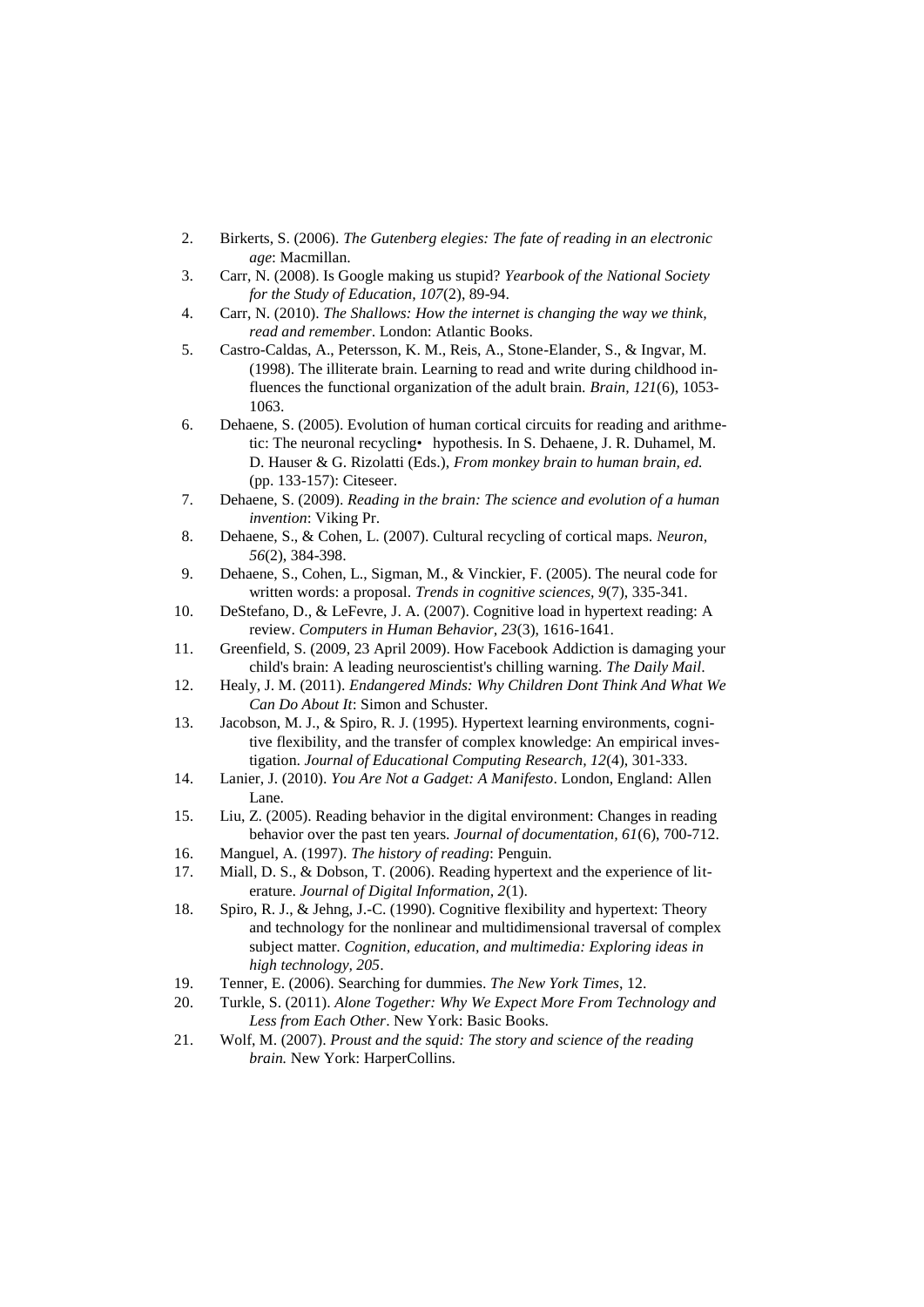2. Birkerts, S. (2006). *The Gutenberg elegies: The fate of reading in an electronic age*: Macmillan.
3. Carr, N. (2008). Is Google making us stupid? *Yearbook of the National Society for the Study of Education, 107*(2), 89-94.
4. Carr, N. (2010). *The Shallows: How the internet is changing the way we think, read and remember*. London: Atlantic Books.
5. Castro-Caldas, A., Petersson, K. M., Reis, A., Stone-Elander, S., & Ingvar, M. (1998). The illiterate brain. Learning to read and write during childhood influences the functional organization of the adult brain. *Brain, 121*(6), 1053-1063.
6. Dehaene, S. (2005). Evolution of human cortical circuits for reading and arithmetic: The neuronal recycling• hypothesis. In S. Dehaene, J. R. Duhamel, M. D. Hauser & G. Rizolatti (Eds.), *From monkey brain to human brain, ed.* (pp. 133-157): Citeseer.
7. Dehaene, S. (2009). *Reading in the brain: The science and evolution of a human invention*: Viking Pr.
8. Dehaene, S., & Cohen, L. (2007). Cultural recycling of cortical maps. *Neuron, 56*(2), 384-398.
9. Dehaene, S., Cohen, L., Sigman, M., & Vinckier, F. (2005). The neural code for written words: a proposal. *Trends in cognitive sciences, 9*(7), 335-341.
10. DeStefano, D., & LeFevre, J. A. (2007). Cognitive load in hypertext reading: A review. *Computers in Human Behavior, 23*(3), 1616-1641.
11. Greenfield, S. (2009, 23 April 2009). How Facebook Addiction is damaging your child's brain: A leading neuroscientist's chilling warning. *The Daily Mail*.
12. Healy, J. M. (2011). *Endangered Minds: Why Children Dont Think And What We Can Do About It*: Simon and Schuster.
13. Jacobson, M. J., & Spiro, R. J. (1995). Hypertext learning environments, cognitive flexibility, and the transfer of complex knowledge: An empirical investigation. *Journal of Educational Computing Research, 12*(4), 301-333.
14. Lanier, J. (2010). *You Are Not a Gadget: A Manifesto*. London, England: Allen Lane.
15. Liu, Z. (2005). Reading behavior in the digital environment: Changes in reading behavior over the past ten years. *Journal of documentation, 61*(6), 700-712.
16. Manguel, A. (1997). *The history of reading*: Penguin.
17. Miall, D. S., & Dobson, T. (2006). Reading hypertext and the experience of literature. *Journal of Digital Information, 2*(1).
18. Spiro, R. J., & Jehng, J.-C. (1990). Cognitive flexibility and hypertext: Theory and technology for the nonlinear and multidimensional traversal of complex subject matter. *Cognition, education, and multimedia: Exploring ideas in high technology, 205*.
19. Tenner, E. (2006). Searching for dummies. *The New York Times*, 12.
20. Turkle, S. (2011). *Alone Together: Why We Expect More From Technology and Less from Each Other*. New York: Basic Books.
21. Wolf, M. (2007). *Proust and the squid: The story and science of the reading brain.* New York: HarperCollins.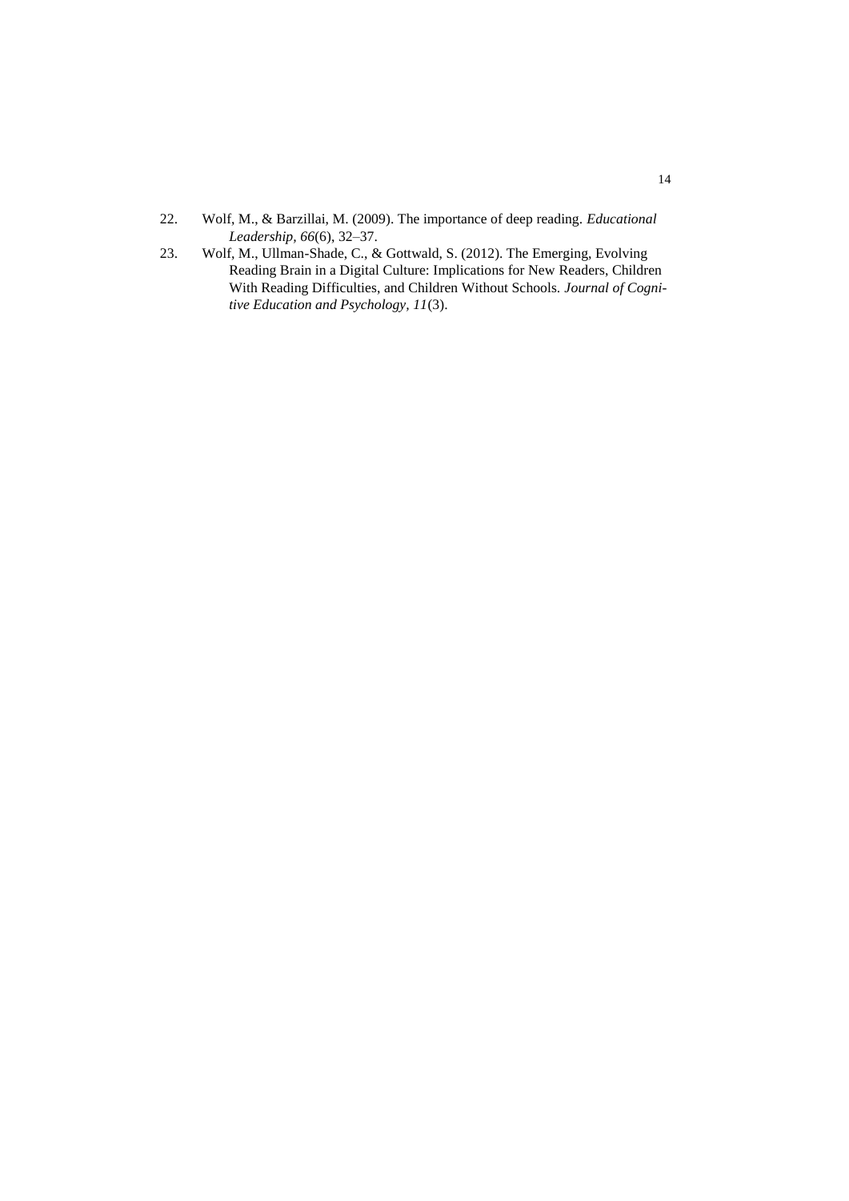22. Wolf, M., & Barzillai, M. (2009). The importance of deep reading. *Educational Leadership*, *66*(6), 32–37.
23. Wolf, M., Ullman-Shade, C., & Gottwald, S. (2012). The Emerging, Evolving Reading Brain in a Digital Culture: Implications for New Readers, Children With Reading Difficulties, and Children Without Schools. *Journal of Cognitive Education and Psychology*, *11*(3).